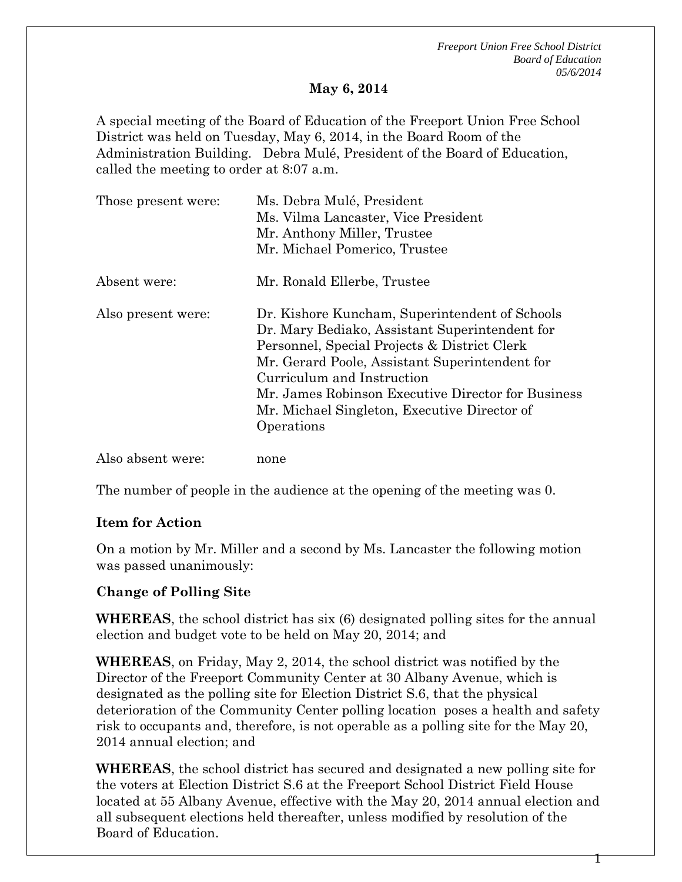**May 6, 2014**

A special meeting of the Board of Education of the Freeport Union Free School District was held on Tuesday, May 6, 2014, in the Board Room of the Administration Building. Debra Mulé, President of the Board of Education, called the meeting to order at 8:07 a.m.

| | |
|---|---|
| Those present were: | Ms. Debra Mulé, President<br>Ms. Vilma Lancaster, Vice President<br>Mr. Anthony Miller, Trustee<br>Mr. Michael Pomerico, Trustee |
| Absent were: | Mr. Ronald Ellerbe, Trustee |
| Also present were: | Dr. Kishore Kuncham, Superintendent of Schools<br>Dr. Mary Bediako, Assistant Superintendent for Personnel, Special Projects & District Clerk<br>Mr. Gerard Poole, Assistant Superintendent for Curriculum and Instruction<br>Mr. James Robinson Executive Director for Business<br>Mr. Michael Singleton, Executive Director of Operations |
| Also absent were: | none |

The number of people in the audience at the opening of the meeting was 0.

**Item for Action**

On a motion by Mr. Miller and a second by Ms. Lancaster the following motion was passed unanimously:

**Change of Polling Site**

**WHEREAS**, the school district has six (6) designated polling sites for the annual election and budget vote to be held on May 20, 2014; and

**WHEREAS**, on Friday, May 2, 2014, the school district was notified by the Director of the Freeport Community Center at 30 Albany Avenue, which is designated as the polling site for Election District S.6, that the physical deterioration of the Community Center polling location poses a health and safety risk to occupants and, therefore, is not operable as a polling site for the May 20, 2014 annual election; and

**WHEREAS**, the school district has secured and designated a new polling site for the voters at Election District S.6 at the Freeport School District Field House located at 55 Albany Avenue, effective with the May 20, 2014 annual election and all subsequent elections held thereafter, unless modified by resolution of the Board of Education.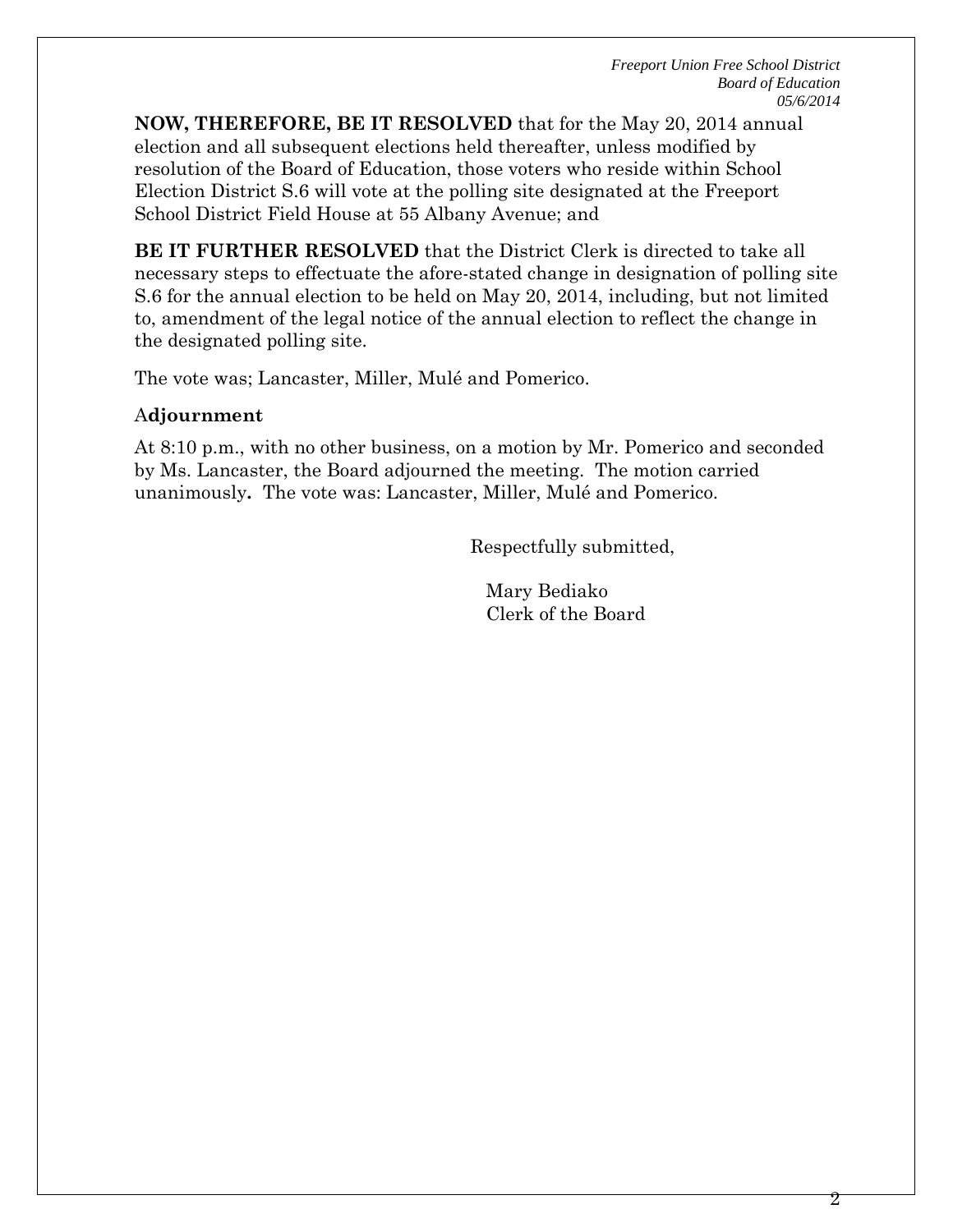**NOW, THEREFORE, BE IT RESOLVED** that for the May 20, 2014 annual election and all subsequent elections held thereafter, unless modified by resolution of the Board of Education, those voters who reside within School Election District S.6 will vote at the polling site designated at the Freeport School District Field House at 55 Albany Avenue; and

**BE IT FURTHER RESOLVED** that the District Clerk is directed to take all necessary steps to effectuate the afore-stated change in designation of polling site S.6 for the annual election to be held on May 20, 2014, including, but not limited to, amendment of the legal notice of the annual election to reflect the change in the designated polling site.

The vote was; Lancaster, Miller, Mulé and Pomerico.

### Adjournment

At 8:10 p.m., with no other business, on a motion by Mr. Pomerico and seconded by Ms. Lancaster, the Board adjourned the meeting. The motion carried unanimously**.** The vote was: Lancaster, Miller, Mulé and Pomerico.

Respectfully submitted,

Mary Bediako
Clerk of the Board